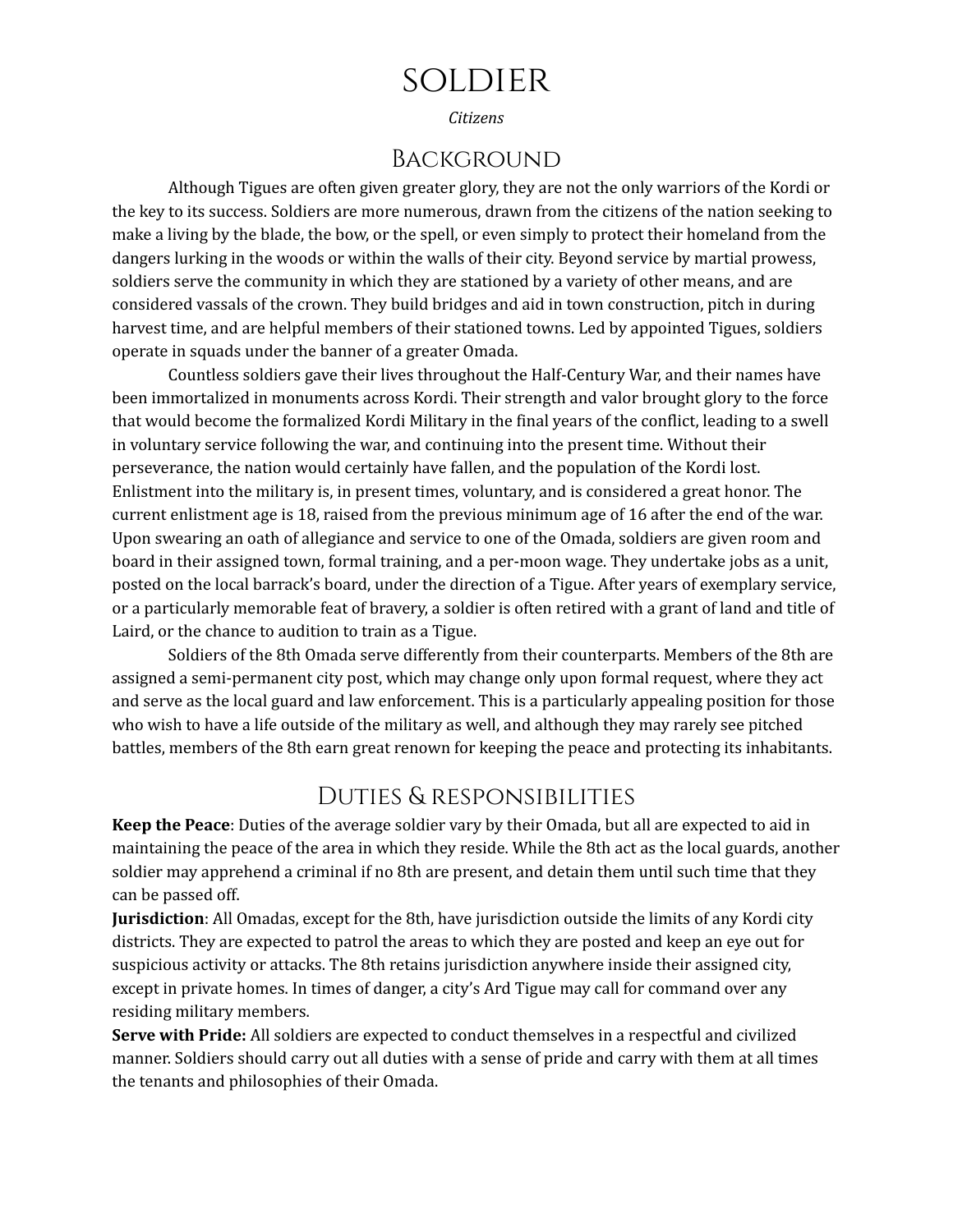# Soldier

*Citizens*

## Background

Although Tigues are often given greater glory, they are not the only warriors of the Kordi or the key to its success. Soldiers are more numerous, drawn from the citizens of the nation seeking to make a living by the blade, the bow, or the spell, or even simply to protect their homeland from the dangers lurking in the woods or within the walls of their city. Beyond service by martial prowess, soldiers serve the community in which they are stationed by a variety of other means, and are considered vassals of the crown. They build bridges and aid in town construction, pitch in during harvest time, and are helpful members of their stationed towns. Led by appointed Tigues, soldiers operate in squads under the banner of a greater Omada.

Countless soldiers gave their lives throughout the Half-Century War, and their names have been immortalized in monuments across Kordi. Their strength and valor brought glory to the force that would become the formalized Kordi Military in the final years of the conflict, leading to a swell in voluntary service following the war, and continuing into the present time. Without their perseverance, the nation would certainly have fallen, and the population of the Kordi lost. Enlistment into the military is, in present times, voluntary, and is considered a great honor. The current enlistment age is 18, raised from the previous minimum age of 16 after the end of the war. Upon swearing an oath of allegiance and service to one of the Omada, soldiers are given room and board in their assigned town, formal training, and a per-moon wage. They undertake jobs as a unit, posted on the local barrack's board, under the direction of a Tigue. After years of exemplary service, or a particularly memorable feat of bravery, a soldier is often retired with a grant of land and title of Laird, or the chance to audition to train as a Tigue.

Soldiers of the 8th Omada serve differently from their counterparts. Members of the 8th are assigned a semi-permanent city post, which may change only upon formal request, where they act and serve as the local guard and law enforcement. This is a particularly appealing position for those who wish to have a life outside of the military as well, and although they may rarely see pitched battles, members of the 8th earn great renown for keeping the peace and protecting its inhabitants.

## Duties & responsibilities

**Keep the Peace**: Duties of the average soldier vary by their Omada, but all are expected to aid in maintaining the peace of the area in which they reside. While the 8th act as the local guards, another soldier may apprehend a criminal if no 8th are present, and detain them until such time that they can be passed off.

**Jurisdiction**: All Omadas, except for the 8th, have jurisdiction outside the limits of any Kordi city districts. They are expected to patrol the areas to which they are posted and keep an eye out for suspicious activity or attacks. The 8th retains jurisdiction anywhere inside their assigned city, except in private homes. In times of danger, a city's Ard Tigue may call for command over any residing military members.

**Serve with Pride:** All soldiers are expected to conduct themselves in a respectful and civilized manner. Soldiers should carry out all duties with a sense of pride and carry with them at all times the tenants and philosophies of their Omada.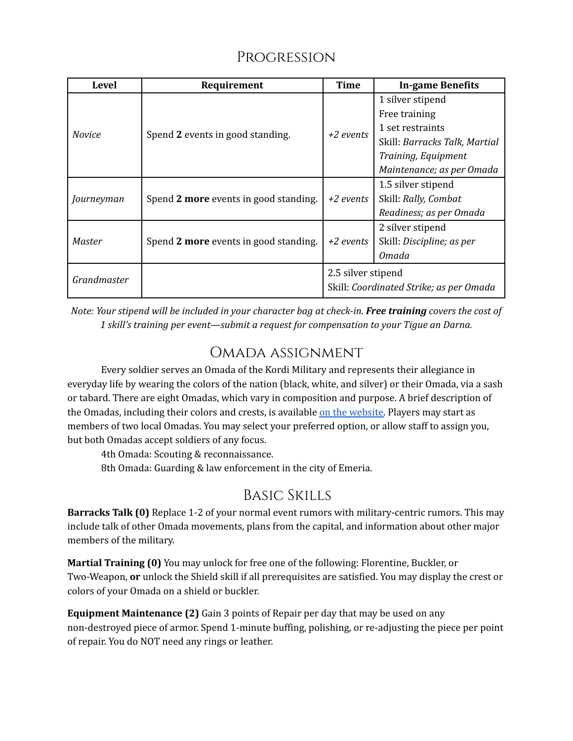## Progression

| Level | Requirement | Time | In-game Benefits |
|---|---|---|---|
| *Novice* | Spend **2** events in good standing. | *+2 events* | 1 silver stipend<br>Free training<br>1 set restraints<br>Skill: *Barracks Talk, Martial Training, Equipment Maintenance; as per Omada* |
| *Journeyman* | Spend **2 more** events in good standing. | *+2 events* | 1.5 silver stipend<br>Skill: *Rally, Combat Readiness; as per Omada* |
| *Master* | Spend **2 more** events in good standing. | *+2 events* | 2 silver stipend<br>Skill: *Discipline; as per Omada* |
| *Grandmaster* | | 2.5 silver stipend<br>Skill: *Coordinated Strike; as per Omada* | |

*Note: Your stipend will be included in your character bag at check-in.* ***Free training*** *covers the cost of 1 skill's training per event—submit a request for compensation to your Tigue an Darna.*

## Omada assignment

Every soldier serves an Omada of the Kordi Military and represents their allegiance in everyday life by wearing the colors of the nation (black, white, and silver) or their Omada, via a sash or tabard. There are eight Omadas, which vary in composition and purpose. A brief description of the Omadas, including their colors and crests, is available on the website. Players may start as members of two local Omadas. You may select your preferred option, or allow staff to assign you, but both Omadas accept soldiers of any focus.

4th Omada: Scouting & reconnaissance.

8th Omada: Guarding & law enforcement in the city of Emeria.

## Basic Skills

**Barracks Talk (0)** Replace 1-2 of your normal event rumors with military-centric rumors. This may include talk of other Omada movements, plans from the capital, and information about other major members of the military.

**Martial Training (0)** You may unlock for free one of the following: Florentine, Buckler, or Two-Weapon, **or** unlock the Shield skill if all prerequisites are satisfied. You may display the crest or colors of your Omada on a shield or buckler.

**Equipment Maintenance (2)** Gain 3 points of Repair per day that may be used on any non-destroyed piece of armor. Spend 1-minute buffing, polishing, or re-adjusting the piece per point of repair. You do NOT need any rings or leather.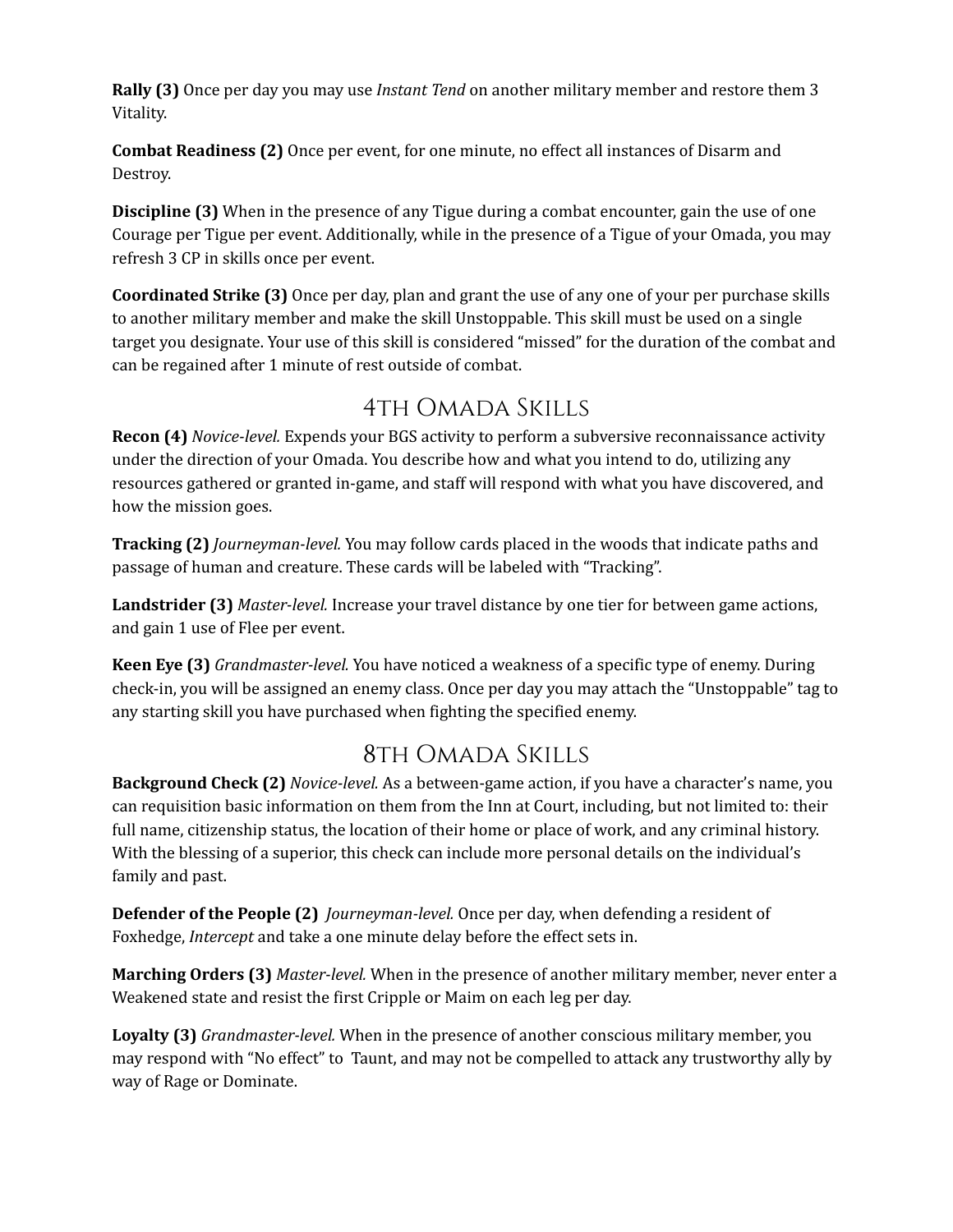**Rally (3)** Once per day you may use *Instant Tend* on another military member and restore them 3 Vitality.

**Combat Readiness (2)** Once per event, for one minute, no effect all instances of Disarm and Destroy.

**Discipline (3)** When in the presence of any Tigue during a combat encounter, gain the use of one Courage per Tigue per event. Additionally, while in the presence of a Tigue of your Omada, you may refresh 3 CP in skills once per event.

**Coordinated Strike (3)** Once per day, plan and grant the use of any one of your per purchase skills to another military member and make the skill Unstoppable. This skill must be used on a single target you designate. Your use of this skill is considered "missed" for the duration of the combat and can be regained after 1 minute of rest outside of combat.

## 4th Omada Skills

**Recon (4)** *Novice-level.* Expends your BGS activity to perform a subversive reconnaissance activity under the direction of your Omada. You describe how and what you intend to do, utilizing any resources gathered or granted in-game, and staff will respond with what you have discovered, and how the mission goes.

**Tracking (2)** *Journeyman-level.* You may follow cards placed in the woods that indicate paths and passage of human and creature. These cards will be labeled with "Tracking".

**Landstrider (3)** *Master-level.* Increase your travel distance by one tier for between game actions, and gain 1 use of Flee per event.

**Keen Eye (3)** *Grandmaster-level.* You have noticed a weakness of a specific type of enemy. During check-in, you will be assigned an enemy class. Once per day you may attach the "Unstoppable" tag to any starting skill you have purchased when fighting the specified enemy.

## 8th Omada Skills

**Background Check (2)** *Novice-level.* As a between-game action, if you have a character's name, you can requisition basic information on them from the Inn at Court, including, but not limited to: their full name, citizenship status, the location of their home or place of work, and any criminal history. With the blessing of a superior, this check can include more personal details on the individual's family and past.

**Defender of the People (2)** *Journeyman-level.* Once per day, when defending a resident of Foxhedge, *Intercept* and take a one minute delay before the effect sets in.

**Marching Orders (3)** *Master-level.* When in the presence of another military member, never enter a Weakened state and resist the first Cripple or Maim on each leg per day.

**Loyalty (3)** *Grandmaster-level.* When in the presence of another conscious military member, you may respond with "No effect" to Taunt, and may not be compelled to attack any trustworthy ally by way of Rage or Dominate.